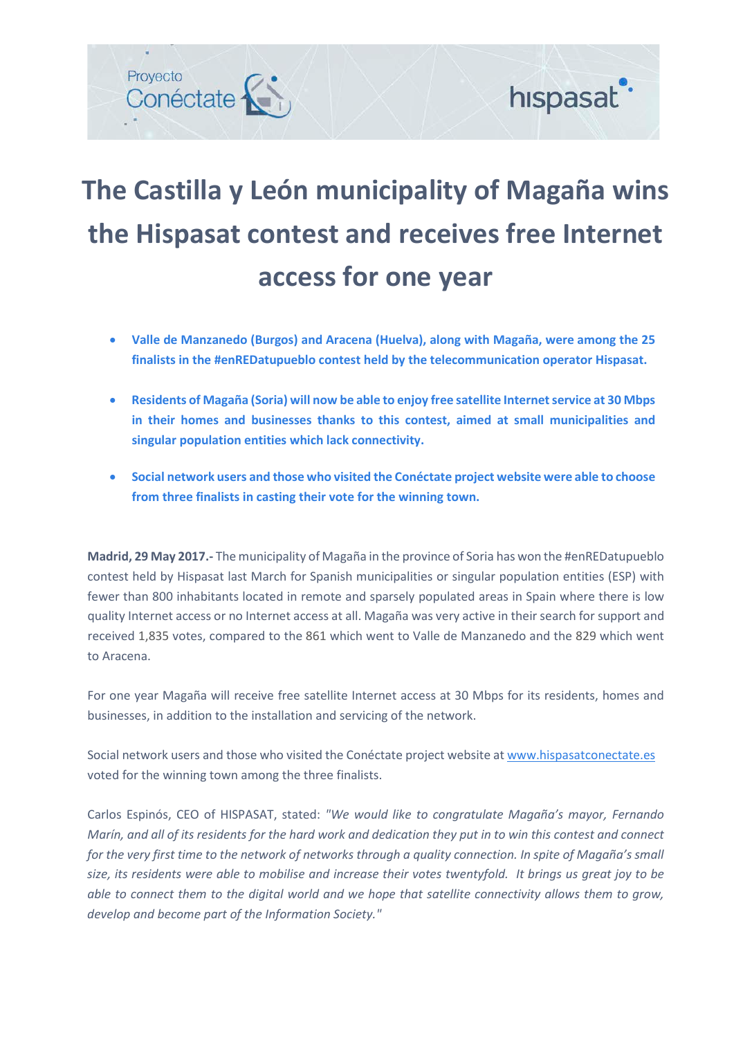# The Castilla y León municipality of Magaña wins the Hispasat contest and receives free Internet access for one year

- **Valle de Manzanedo (Burgos) and Aracena (Huelva), along with Magaña, were among the 25 finalists in the #enREDatupueblo contest held by the telecommunication operator Hispasat.**
- **Residents of Magaña (Soria) will now be able to enjoy free satellite Internet service at 30 Mbps in their homes and businesses thanks to this contest, aimed at small municipalities and singular population entities which lack connectivity.**
- **Social network users and those who visited the Conéctate project website were able to choose from three finalists in casting their vote for the winning town.**

**Madrid, 29 May 2017.-** The municipality of Magaña in the province of Soria has won the #enREDatupueblo contest held by Hispasat last March for Spanish municipalities or singular population entities (ESP) with fewer than 800 inhabitants located in remote and sparsely populated areas in Spain where there is low quality Internet access or no Internet access at all. Magaña was very active in their search for support and received 1,835 votes, compared to the 861 which went to Valle de Manzanedo and the 829 which went to Aracena.

For one year Magaña will receive free satellite Internet access at 30 Mbps for its residents, homes and businesses, in addition to the installation and servicing of the network.

Social network users and those who visited the Conéctate project website at [www.hispasatconectate.es](http://www.hispasatconectate.es) voted for the winning town among the three finalists.

Carlos Espinós, CEO of HISPASAT, stated: *"We would like to congratulate Magaña's mayor, Fernando Marín, and all of its residents for the hard work and dedication they put in to win this contest and connect for the very first time to the network of networks through a quality connection. In spite of Magaña's small size, its residents were able to mobilise and increase their votes twentyfold. It brings us great joy to be able to connect them to the digital world and we hope that satellite connectivity allows them to grow, develop and become part of the Information Society."*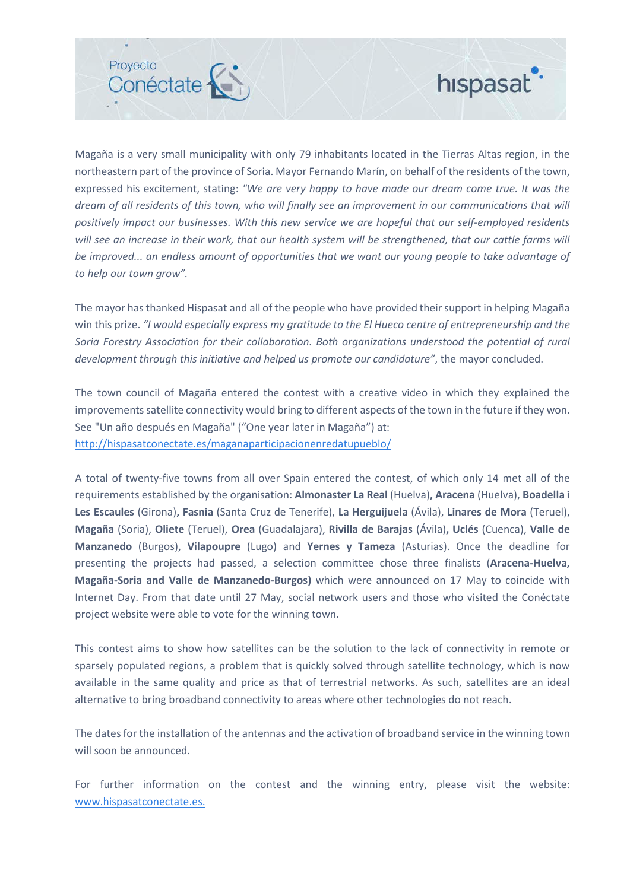Magaña is a very small municipality with only 79 inhabitants located in the Tierras Altas region, in the northeastern part of the province of Soria. Mayor Fernando Marín, on behalf of the residents of the town, expressed his excitement, stating: *"We are very happy to have made our dream come true. It was the dream of all residents of this town, who will finally see an improvement in our communications that will positively impact our businesses. With this new service we are hopeful that our self-employed residents will see an increase in their work, that our health system will be strengthened, that our cattle farms will be improved... an endless amount of opportunities that we want our young people to take advantage of to help our town grow".*

The mayor has thanked Hispasat and all of the people who have provided their support in helping Magaña win this prize. *"I would especially express my gratitude to the El Hueco centre of entrepreneurship and the Soria Forestry Association for their collaboration. Both organizations understood the potential of rural development through this initiative and helped us promote our candidature"*, the mayor concluded.

The town council of Magaña entered the contest with a creative video in which they explained the improvements satellite connectivity would bring to different aspects of the town in the future if they won. See "Un año después en Magaña" ("One year later in Magaña") at: [http://hispasatconectate.es/maganaparticipacionenredatupueblo/](http://hispasatconectate.es/maganaparticipacionenredatupueblo/)

A total of twenty-five towns from all over Spain entered the contest, of which only 14 met all of the requirements established by the organisation: **Almonaster La Real** (Huelva)**, Aracena** (Huelva), **Boadella i Les Escaules** (Girona)**, Fasnia** (Santa Cruz de Tenerife), **La Herguijuela** (Ávila), **Linares de Mora** (Teruel), **Magaña** (Soria), **Oliete** (Teruel), **Orea** (Guadalajara), **Rivilla de Barajas** (Ávila)**, Uclés** (Cuenca), **Valle de Manzanedo** (Burgos), **Vilapoupre** (Lugo) and **Yernes y Tameza** (Asturias). Once the deadline for presenting the projects had passed, a selection committee chose three finalists (**Aracena-Huelva, Magaña-Soria and Valle de Manzanedo-Burgos)** which were announced on 17 May to coincide with Internet Day. From that date until 27 May, social network users and those who visited the Conéctate project website were able to vote for the winning town.

This contest aims to show how satellites can be the solution to the lack of connectivity in remote or sparsely populated regions, a problem that is quickly solved through satellite technology, which is now available in the same quality and price as that of terrestrial networks. As such, satellites are an ideal alternative to bring broadband connectivity to areas where other technologies do not reach.

The dates for the installation of the antennas and the activation of broadband service in the winning town will soon be announced.

For further information on the contest and the winning entry, please visit the website: [www.hispasatconectate.es.](http://www.hispasatconectate.es)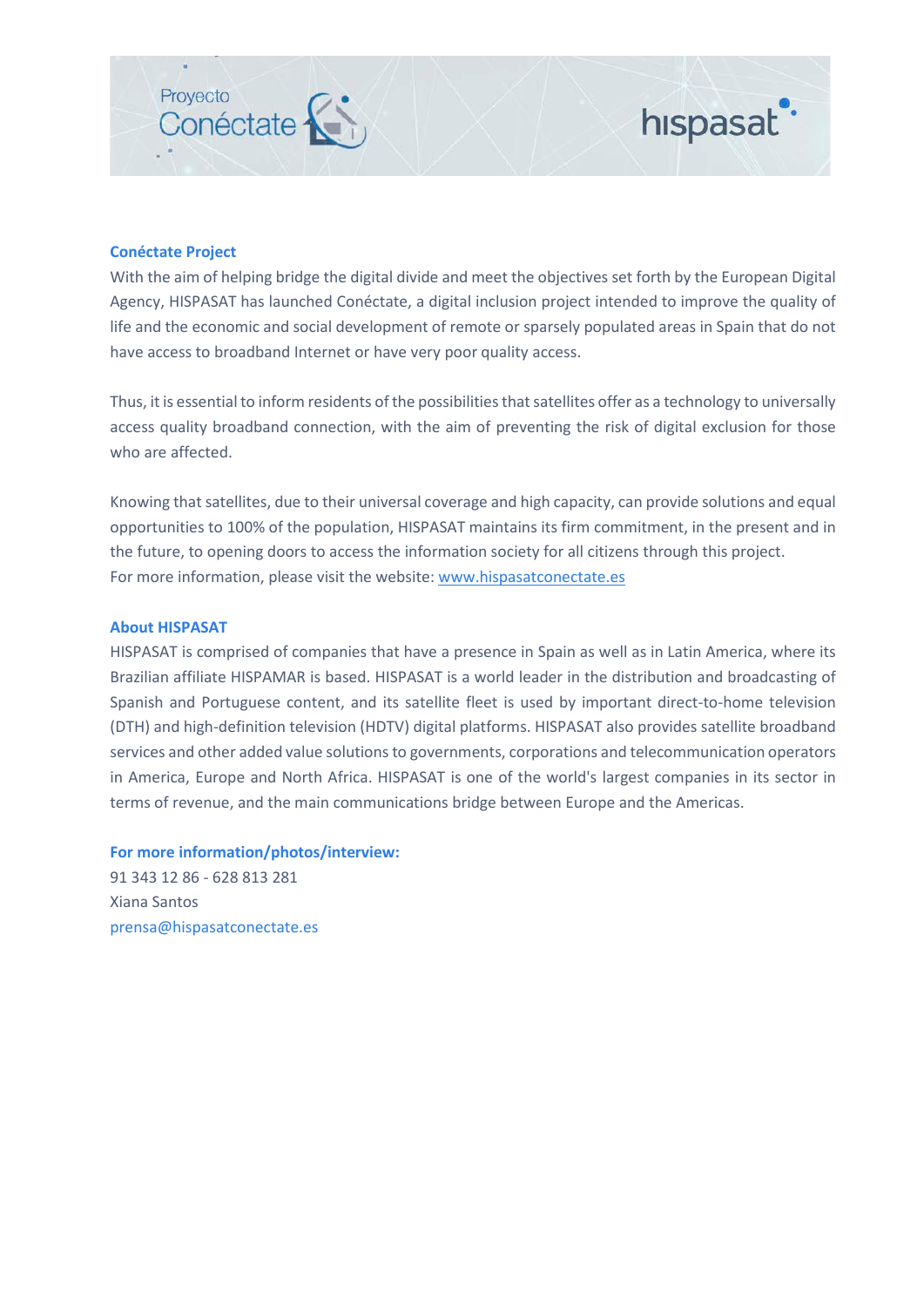### Conéctate Project

With the aim of helping bridge the digital divide and meet the objectives set forth by the European Digital Agency, HISPASAT has launched Conéctate, a digital inclusion project intended to improve the quality of life and the economic and social development of remote or sparsely populated areas in Spain that do not have access to broadband Internet or have very poor quality access.

Thus, it is essential to inform residents of the possibilities that satellites offer as a technology to universally access quality broadband connection, with the aim of preventing the risk of digital exclusion for those who are affected.

Knowing that satellites, due to their universal coverage and high capacity, can provide solutions and equal opportunities to 100% of the population, HISPASAT maintains its firm commitment, in the present and in the future, to opening doors to access the information society for all citizens through this project.
For more information, please visit the website: [www.hispasatconectate.es](http://www.hispasatconectate.es)

### About HISPASAT

HISPASAT is comprised of companies that have a presence in Spain as well as in Latin America, where its Brazilian affiliate HISPAMAR is based. HISPASAT is a world leader in the distribution and broadcasting of Spanish and Portuguese content, and its satellite fleet is used by important direct-to-home television (DTH) and high-definition television (HDTV) digital platforms. HISPASAT also provides satellite broadband services and other added value solutions to governments, corporations and telecommunication operators in America, Europe and North Africa. HISPASAT is one of the world's largest companies in its sector in terms of revenue, and the main communications bridge between Europe and the Americas.

**For more information/photos/interview:**
91 343 12 86 - 628 813 281
Xiana Santos
prensa@hispasatconectate.es